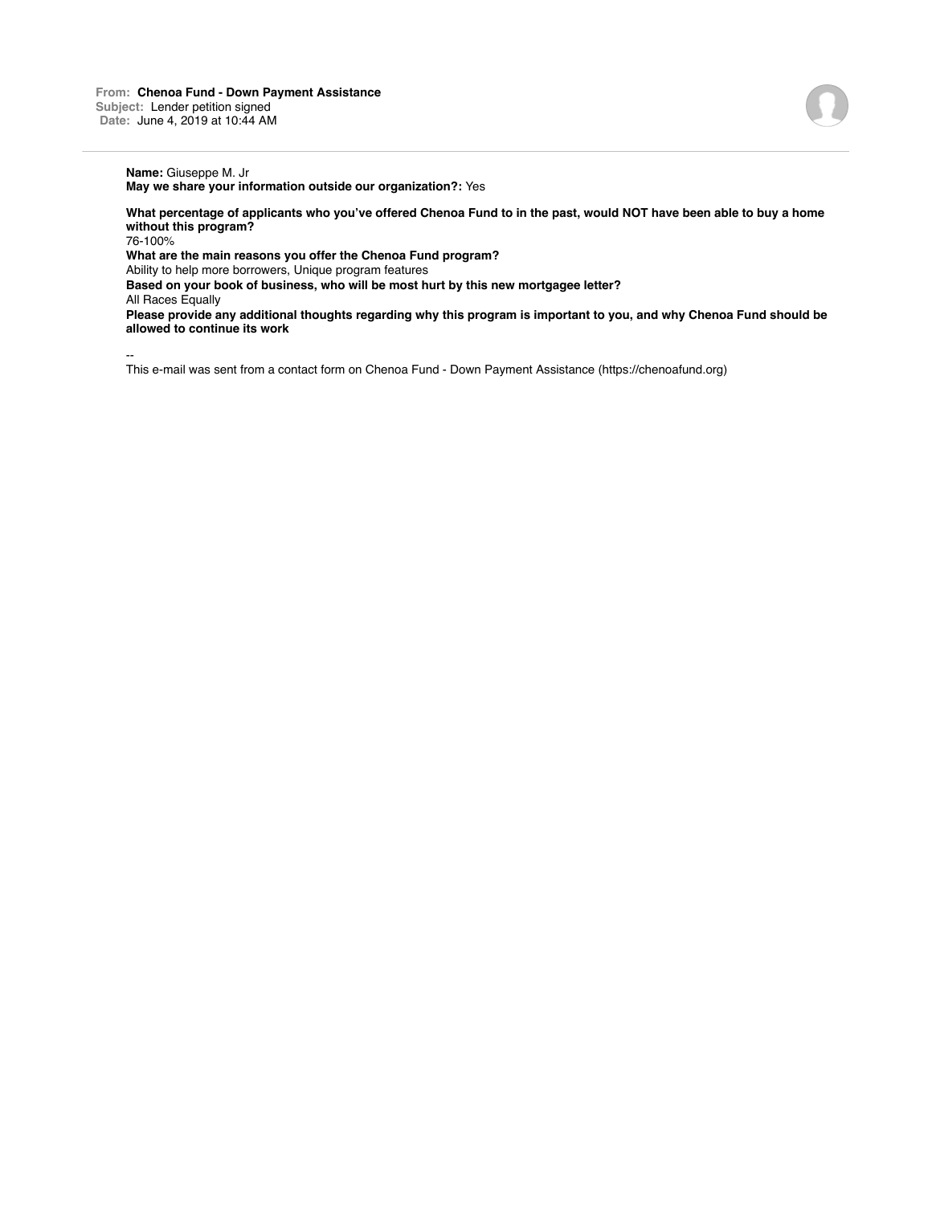**From:** Chenoa Fund - Down Payment Assistance
**Subject:** Lender petition signed
**Date:** June 4, 2019 at 10:44 AM

---

**Name:** Giuseppe M. Jr
**May we share your information outside our organization?:** Yes

**What percentage of applicants who you've offered Chenoa Fund to in the past, would NOT have been able to buy a home without this program?**
76-100%
**What are the main reasons you offer the Chenoa Fund program?**
Ability to help more borrowers, Unique program features
**Based on your book of business, who will be most hurt by this new mortgagee letter?**
All Races Equally
**Please provide any additional thoughts regarding why this program is important to you, and why Chenoa Fund should be allowed to continue its work**

--
This e-mail was sent from a contact form on Chenoa Fund - Down Payment Assistance (https://chenoafund.org)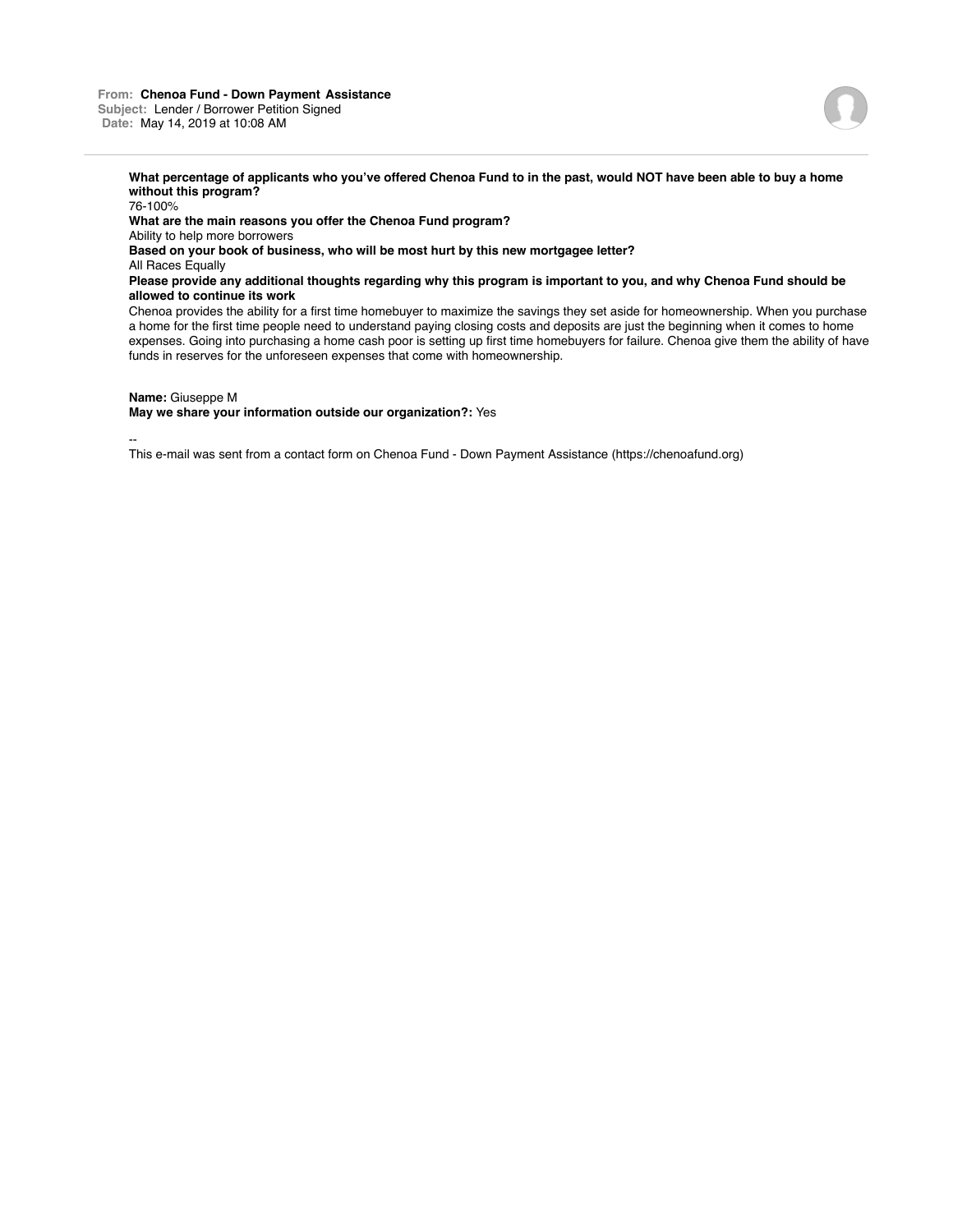**From:** **Chenoa Fund - Down Payment Assistance**
**Subject:** Lender / Borrower Petition Signed
**Date:** May 14, 2019 at 10:08 AM

---

**What percentage of applicants who you've offered Chenoa Fund to in the past, would NOT have been able to buy a home without this program?**
76-100%
**What are the main reasons you offer the Chenoa Fund program?**
Ability to help more borrowers
**Based on your book of business, who will be most hurt by this new mortgagee letter?**
All Races Equally
**Please provide any additional thoughts regarding why this program is important to you, and why Chenoa Fund should be allowed to continue its work**
Chenoa provides the ability for a first time homebuyer to maximize the savings they set aside for homeownership. When you purchase a home for the first time people need to understand paying closing costs and deposits are just the beginning when it comes to home expenses. Going into purchasing a home cash poor is setting up first time homebuyers for failure. Chenoa give them the ability of have funds in reserves for the unforeseen expenses that come with homeownership.

**Name:** Giuseppe M
**May we share your information outside our organization?:** Yes

--
This e-mail was sent from a contact form on Chenoa Fund - Down Payment Assistance (https://chenoafund.org)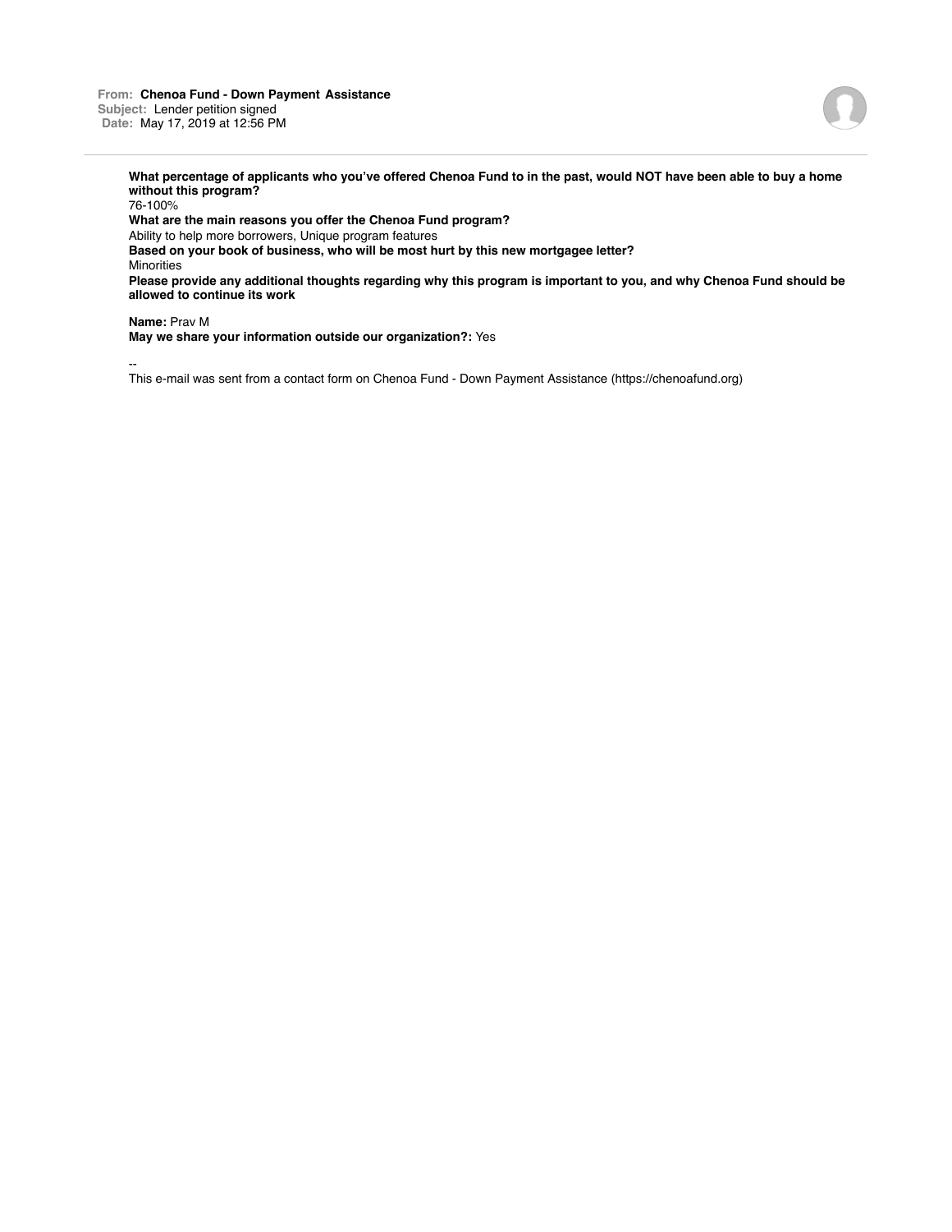**From:** Chenoa Fund - Down Payment Assistance
**Subject:** Lender petition signed
**Date:** May 17, 2019 at 12:56 PM

---

**What percentage of applicants who you've offered Chenoa Fund to in the past, would NOT have been able to buy a home without this program?**
76-100%
**What are the main reasons you offer the Chenoa Fund program?**
Ability to help more borrowers, Unique program features
**Based on your book of business, who will be most hurt by this new mortgagee letter?**
Minorities
**Please provide any additional thoughts regarding why this program is important to you, and why Chenoa Fund should be allowed to continue its work**

**Name:** Prav M
**May we share your information outside our organization?:** Yes

--
This e-mail was sent from a contact form on Chenoa Fund - Down Payment Assistance (https://chenoafund.org)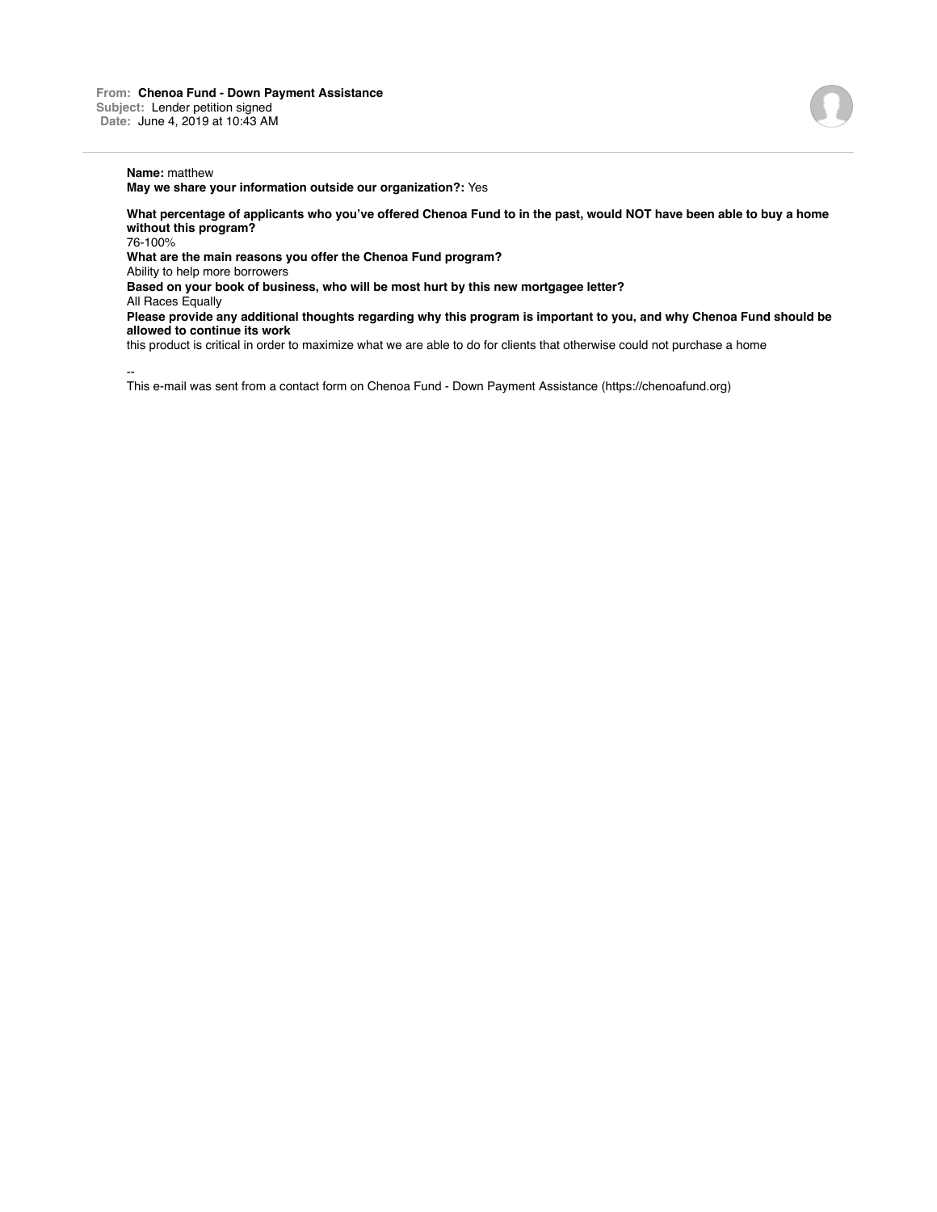**From:** **Chenoa Fund - Down Payment Assistance**
**Subject:** Lender petition signed
**Date:** June 4, 2019 at 10:43 AM

---

**Name:** matthew
**May we share your information outside our organization?:** Yes

**What percentage of applicants who you've offered Chenoa Fund to in the past, would NOT have been able to buy a home without this program?**
76-100%
**What are the main reasons you offer the Chenoa Fund program?**
Ability to help more borrowers
**Based on your book of business, who will be most hurt by this new mortgagee letter?**
All Races Equally
**Please provide any additional thoughts regarding why this program is important to you, and why Chenoa Fund should be allowed to continue its work**
this product is critical in order to maximize what we are able to do for clients that otherwise could not purchase a home

--
This e-mail was sent from a contact form on Chenoa Fund - Down Payment Assistance (https://chenoafund.org)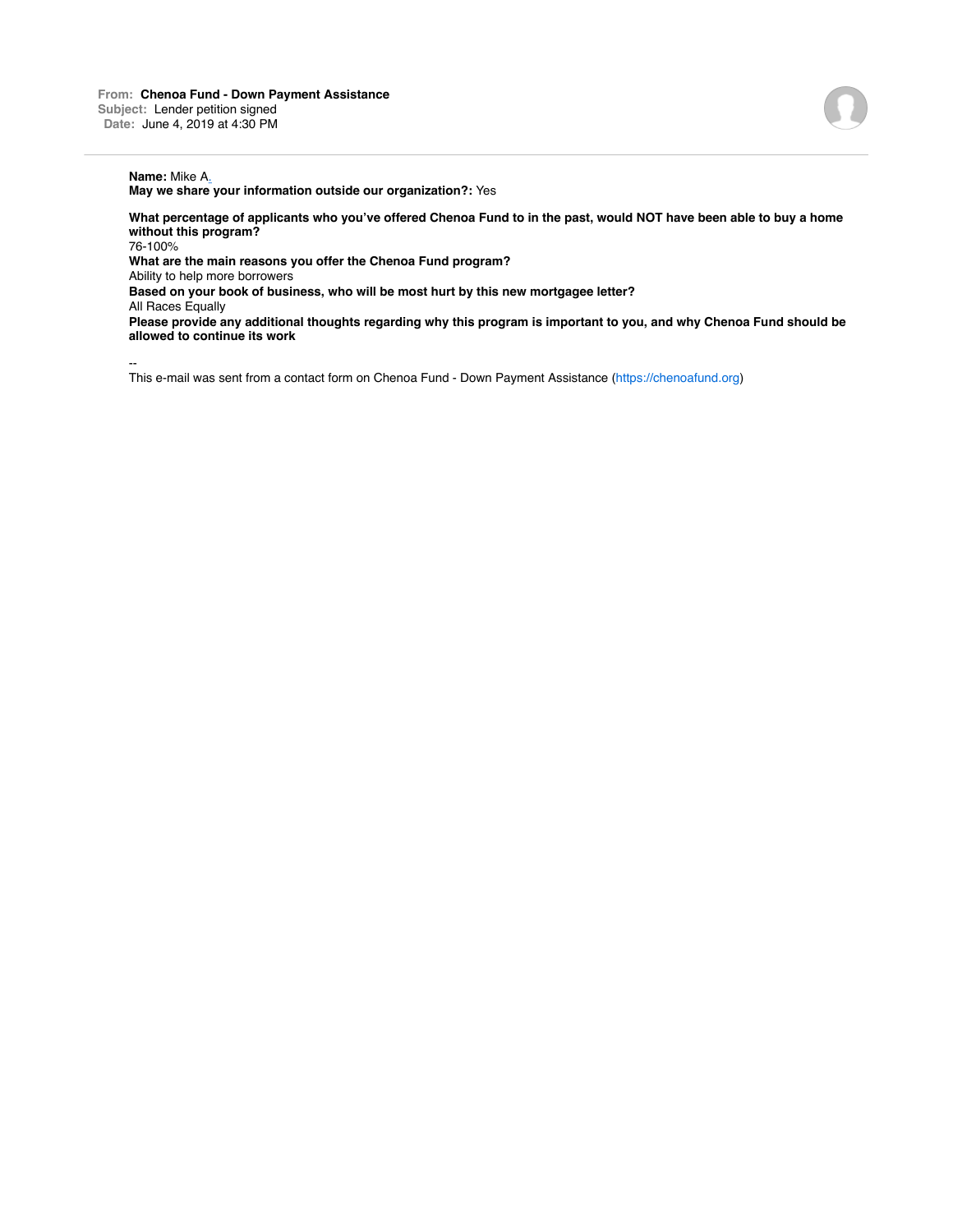**From:** **Chenoa Fund - Down Payment Assistance**
**Subject:** Lender petition signed
**Date:** June 4, 2019 at 4:30 PM

---

**Name:** Mike A.
**May we share your information outside our organization?:** Yes

**What percentage of applicants who you've offered Chenoa Fund to in the past, would NOT have been able to buy a home without this program?**
76-100%
**What are the main reasons you offer the Chenoa Fund program?**
Ability to help more borrowers
**Based on your book of business, who will be most hurt by this new mortgagee letter?**
All Races Equally
**Please provide any additional thoughts regarding why this program is important to you, and why Chenoa Fund should be allowed to continue its work**

--
This e-mail was sent from a contact form on Chenoa Fund - Down Payment Assistance (https://chenoafund.org)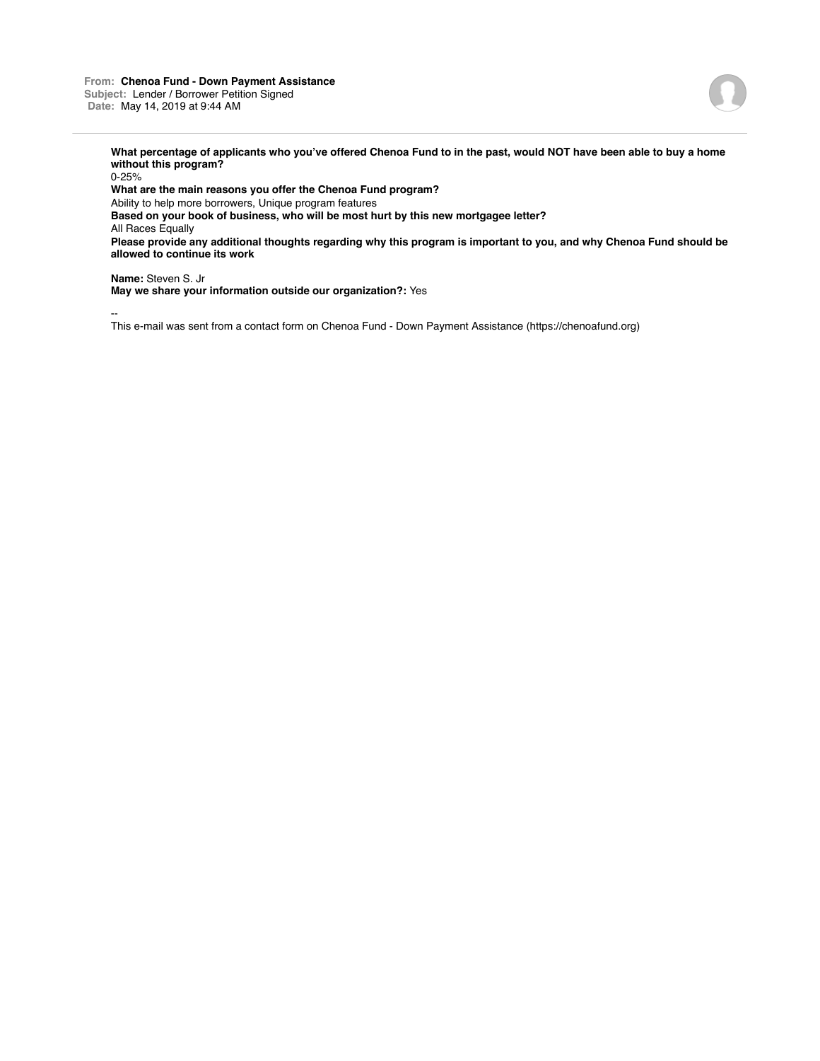**From:** Chenoa Fund - Down Payment Assistance
**Subject:** Lender / Borrower Petition Signed
**Date:** May 14, 2019 at 9:44 AM

---

**What percentage of applicants who you've offered Chenoa Fund to in the past, would NOT have been able to buy a home without this program?**
0-25%
**What are the main reasons you offer the Chenoa Fund program?**
Ability to help more borrowers, Unique program features
**Based on your book of business, who will be most hurt by this new mortgagee letter?**
All Races Equally
**Please provide any additional thoughts regarding why this program is important to you, and why Chenoa Fund should be allowed to continue its work**

**Name:** Steven S. Jr
**May we share your information outside our organization?:** Yes

--
This e-mail was sent from a contact form on Chenoa Fund - Down Payment Assistance (https://chenoafund.org)